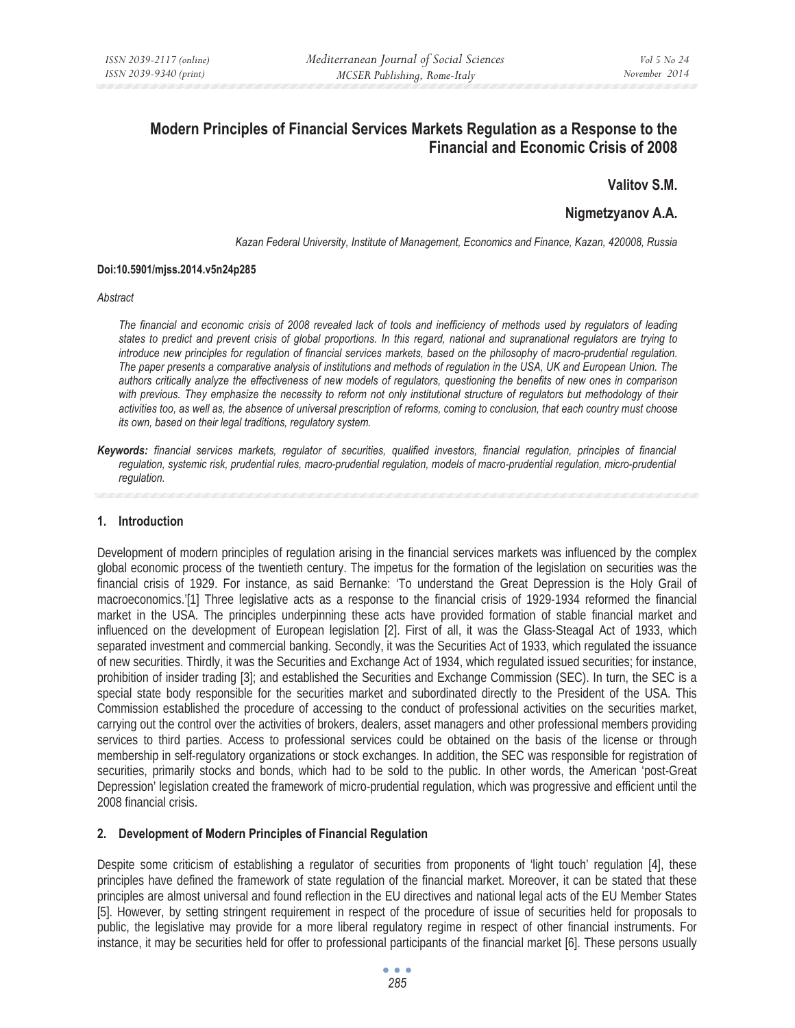# Modern Principles of Financial Services Markets Regulation as a Response to the Financial and Economic Crisis of 2008

**Valitov S.M.**

**Nigmetzyanov A.A.**

*Kazan Federal University, Institute of Management, Economics and Finance, Kazan, 420008, Russia*

**Doi:10.5901/mjss.2014.v5n24p285**

*Abstract*

*The financial and economic crisis of 2008 revealed lack of tools and inefficiency of methods used by regulators of leading states to predict and prevent crisis of global proportions. In this regard, national and supranational regulators are trying to introduce new principles for regulation of financial services markets, based on the philosophy of macro-prudential regulation. The paper presents a comparative analysis of institutions and methods of regulation in the USA, UK and European Union. The authors critically analyze the effectiveness of new models of regulators, questioning the benefits of new ones in comparison with previous. They emphasize the necessity to reform not only institutional structure of regulators but methodology of their activities too, as well as, the absence of universal prescription of reforms, coming to conclusion, that each country must choose its own, based on their legal traditions, regulatory system.*

***Keywords:** financial services markets, regulator of securities, qualified investors, financial regulation, principles of financial regulation, systemic risk, prudential rules, macro-prudential regulation, models of macro-prudential regulation, micro-prudential regulation.*

## 1. Introduction

Development of modern principles of regulation arising in the financial services markets was influenced by the complex global economic process of the twentieth century. The impetus for the formation of the legislation on securities was the financial crisis of 1929. For instance, as said Bernanke: 'To understand the Great Depression is the Holy Grail of macroeconomics.'[1] Three legislative acts as a response to the financial crisis of 1929-1934 reformed the financial market in the USA. The principles underpinning these acts have provided formation of stable financial market and influenced on the development of European legislation [2]. First of all, it was the Glass-Steagal Act of 1933, which separated investment and commercial banking. Secondly, it was the Securities Act of 1933, which regulated the issuance of new securities. Thirdly, it was the Securities and Exchange Act of 1934, which regulated issued securities; for instance, prohibition of insider trading [3]; and established the Securities and Exchange Commission (SEC). In turn, the SEC is a special state body responsible for the securities market and subordinated directly to the President of the USA. This Commission established the procedure of accessing to the conduct of professional activities on the securities market, carrying out the control over the activities of brokers, dealers, asset managers and other professional members providing services to third parties. Access to professional services could be obtained on the basis of the license or through membership in self-regulatory organizations or stock exchanges. In addition, the SEC was responsible for registration of securities, primarily stocks and bonds, which had to be sold to the public. In other words, the American 'post-Great Depression' legislation created the framework of micro-prudential regulation, which was progressive and efficient until the 2008 financial crisis.

## 2. Development of Modern Principles of Financial Regulation

Despite some criticism of establishing a regulator of securities from proponents of 'light touch' regulation [4], these principles have defined the framework of state regulation of the financial market. Moreover, it can be stated that these principles are almost universal and found reflection in the EU directives and national legal acts of the EU Member States [5]. However, by setting stringent requirement in respect of the procedure of issue of securities held for proposals to public, the legislative may provide for a more liberal regulatory regime in respect of other financial instruments. For instance, it may be securities held for offer to professional participants of the financial market [6]. These persons usually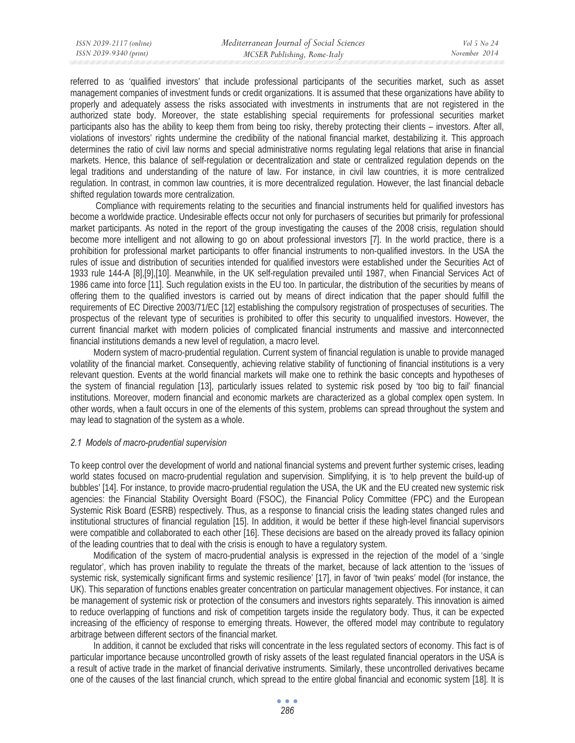referred to as 'qualified investors' that include professional participants of the securities market, such as asset management companies of investment funds or credit organizations. It is assumed that these organizations have ability to properly and adequately assess the risks associated with investments in instruments that are not registered in the authorized state body. Moreover, the state establishing special requirements for professional securities market participants also has the ability to keep them from being too risky, thereby protecting their clients – investors. After all, violations of investors' rights undermine the credibility of the national financial market, destabilizing it. This approach determines the ratio of civil law norms and special administrative norms regulating legal relations that arise in financial markets. Hence, this balance of self-regulation or decentralization and state or centralized regulation depends on the legal traditions and understanding of the nature of law. For instance, in civil law countries, it is more centralized regulation. In contrast, in common law countries, it is more decentralized regulation. However, the last financial debacle shifted regulation towards more centralization.

Compliance with requirements relating to the securities and financial instruments held for qualified investors has become a worldwide practice. Undesirable effects occur not only for purchasers of securities but primarily for professional market participants. As noted in the report of the group investigating the causes of the 2008 crisis, regulation should become more intelligent and not allowing to go on about professional investors [7]. In the world practice, there is a prohibition for professional market participants to offer financial instruments to non-qualified investors. In the USA the rules of issue and distribution of securities intended for qualified investors were established under the Securities Act of 1933 rule 144-A [8],[9],[10]. Meanwhile, in the UK self-regulation prevailed until 1987, when Financial Services Act of 1986 came into force [11]. Such regulation exists in the EU too. In particular, the distribution of the securities by means of offering them to the qualified investors is carried out by means of direct indication that the paper should fulfill the requirements of EC Directive 2003/71/EC [12] establishing the compulsory registration of prospectuses of securities. The prospectus of the relevant type of securities is prohibited to offer this security to unqualified investors. However, the current financial market with modern policies of complicated financial instruments and massive and interconnected financial institutions demands a new level of regulation, a macro level.

Modern system of macro-prudential regulation. Current system of financial regulation is unable to provide managed volatility of the financial market. Consequently, achieving relative stability of functioning of financial institutions is a very relevant question. Events at the world financial markets will make one to rethink the basic concepts and hypotheses of the system of financial regulation [13], particularly issues related to systemic risk posed by 'too big to fail' financial institutions. Moreover, modern financial and economic markets are characterized as a global complex open system. In other words, when a fault occurs in one of the elements of this system, problems can spread throughout the system and may lead to stagnation of the system as a whole.

### *2.1 Models of macro-prudential supervision*

To keep control over the development of world and national financial systems and prevent further systemic crises, leading world states focused on macro-prudential regulation and supervision. Simplifying, it is 'to help prevent the build-up of bubbles' [14]. For instance, to provide macro-prudential regulation the USA, the UK and the EU created new systemic risk agencies: the Financial Stability Oversight Board (FSOC), the Financial Policy Committee (FPC) and the European Systemic Risk Board (ESRB) respectively. Thus, as a response to financial crisis the leading states changed rules and institutional structures of financial regulation [15]. In addition, it would be better if these high-level financial supervisors were compatible and collaborated to each other [16]. These decisions are based on the already proved its fallacy opinion of the leading countries that to deal with the crisis is enough to have a regulatory system.

Modification of the system of macro-prudential analysis is expressed in the rejection of the model of a 'single regulator', which has proven inability to regulate the threats of the market, because of lack attention to the 'issues of systemic risk, systemically significant firms and systemic resilience' [17], in favor of 'twin peaks' model (for instance, the UK). This separation of functions enables greater concentration on particular management objectives. For instance, it can be management of systemic risk or protection of the consumers and investors rights separately. This innovation is aimed to reduce overlapping of functions and risk of competition targets inside the regulatory body. Thus, it can be expected increasing of the efficiency of response to emerging threats. However, the offered model may contribute to regulatory arbitrage between different sectors of the financial market.

In addition, it cannot be excluded that risks will concentrate in the less regulated sectors of economy. This fact is of particular importance because uncontrolled growth of risky assets of the least regulated financial operators in the USA is a result of active trade in the market of financial derivative instruments. Similarly, these uncontrolled derivatives became one of the causes of the last financial crunch, which spread to the entire global financial and economic system [18]. It is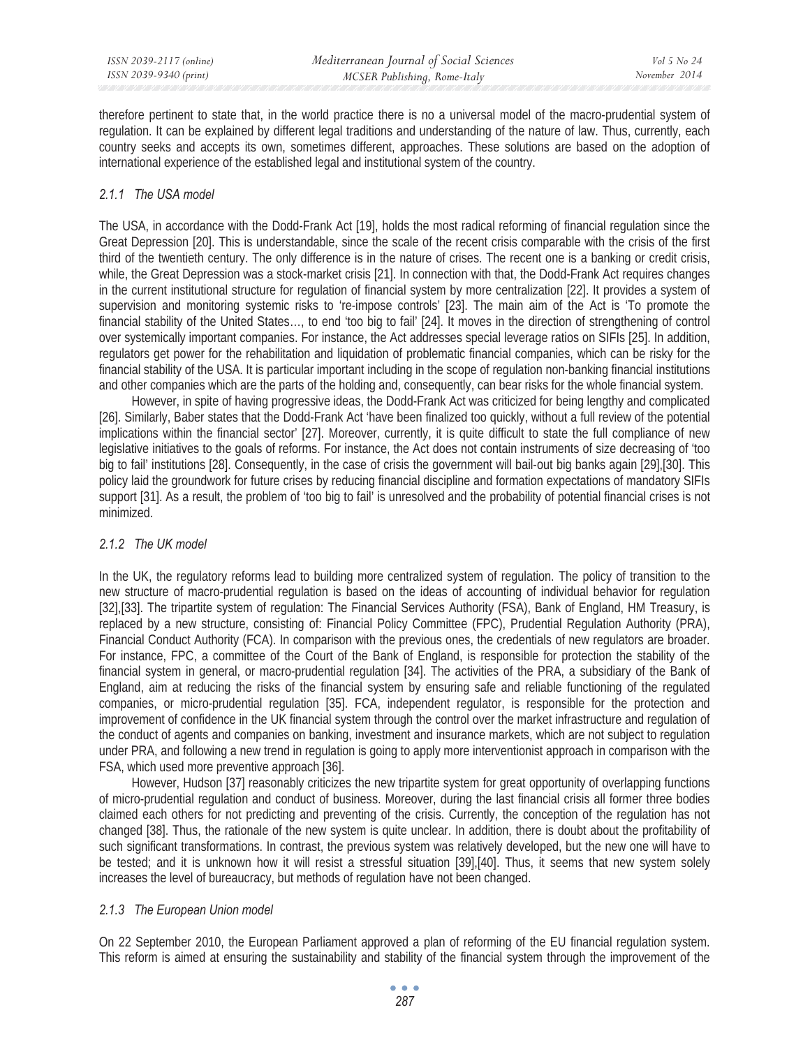therefore pertinent to state that, in the world practice there is no a universal model of the macro-prudential system of regulation. It can be explained by different legal traditions and understanding of the nature of law. Thus, currently, each country seeks and accepts its own, sometimes different, approaches. These solutions are based on the adoption of international experience of the established legal and institutional system of the country.

### *2.1.1 The USA model*

The USA, in accordance with the Dodd-Frank Act [19], holds the most radical reforming of financial regulation since the Great Depression [20]. This is understandable, since the scale of the recent crisis comparable with the crisis of the first third of the twentieth century. The only difference is in the nature of crises. The recent one is a banking or credit crisis, while, the Great Depression was a stock-market crisis [21]. In connection with that, the Dodd-Frank Act requires changes in the current institutional structure for regulation of financial system by more centralization [22]. It provides a system of supervision and monitoring systemic risks to 're-impose controls' [23]. The main aim of the Act is 'To promote the financial stability of the United States…, to end 'too big to fail' [24]. It moves in the direction of strengthening of control over systemically important companies. For instance, the Act addresses special leverage ratios on SIFIs [25]. In addition, regulators get power for the rehabilitation and liquidation of problematic financial companies, which can be risky for the financial stability of the USA. It is particular important including in the scope of regulation non-banking financial institutions and other companies which are the parts of the holding and, consequently, can bear risks for the whole financial system.

However, in spite of having progressive ideas, the Dodd-Frank Act was criticized for being lengthy and complicated [26]. Similarly, Baber states that the Dodd-Frank Act 'have been finalized too quickly, without a full review of the potential implications within the financial sector' [27]. Moreover, currently, it is quite difficult to state the full compliance of new legislative initiatives to the goals of reforms. For instance, the Act does not contain instruments of size decreasing of 'too big to fail' institutions [28]. Consequently, in the case of crisis the government will bail-out big banks again [29],[30]. This policy laid the groundwork for future crises by reducing financial discipline and formation expectations of mandatory SIFIs support [31]. As a result, the problem of 'too big to fail' is unresolved and the probability of potential financial crises is not minimized.

### *2.1.2 The UK model*

In the UK, the regulatory reforms lead to building more centralized system of regulation. The policy of transition to the new structure of macro-prudential regulation is based on the ideas of accounting of individual behavior for regulation [32],[33]. The tripartite system of regulation: The Financial Services Authority (FSA), Bank of England, HM Treasury, is replaced by a new structure, consisting of: Financial Policy Committee (FPC), Prudential Regulation Authority (PRA), Financial Conduct Authority (FCA). In comparison with the previous ones, the credentials of new regulators are broader. For instance, FPC, a committee of the Court of the Bank of England, is responsible for protection the stability of the financial system in general, or macro-prudential regulation [34]. The activities of the PRA, a subsidiary of the Bank of England, aim at reducing the risks of the financial system by ensuring safe and reliable functioning of the regulated companies, or micro-prudential regulation [35]. FCA, independent regulator, is responsible for the protection and improvement of confidence in the UK financial system through the control over the market infrastructure and regulation of the conduct of agents and companies on banking, investment and insurance markets, which are not subject to regulation under PRA, and following a new trend in regulation is going to apply more interventionist approach in comparison with the FSA, which used more preventive approach [36].

However, Hudson [37] reasonably criticizes the new tripartite system for great opportunity of overlapping functions of micro-prudential regulation and conduct of business. Moreover, during the last financial crisis all former three bodies claimed each others for not predicting and preventing of the crisis. Currently, the conception of the regulation has not changed [38]. Thus, the rationale of the new system is quite unclear. In addition, there is doubt about the profitability of such significant transformations. In contrast, the previous system was relatively developed, but the new one will have to be tested; and it is unknown how it will resist a stressful situation [39],[40]. Thus, it seems that new system solely increases the level of bureaucracy, but methods of regulation have not been changed.

### *2.1.3 The European Union model*

On 22 September 2010, the European Parliament approved a plan of reforming of the EU financial regulation system. This reform is aimed at ensuring the sustainability and stability of the financial system through the improvement of the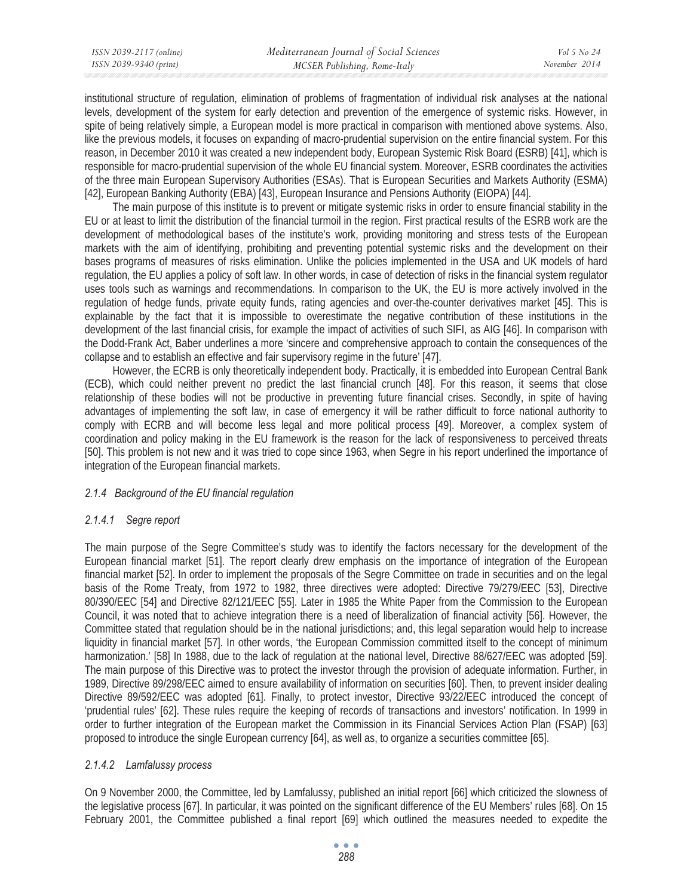institutional structure of regulation, elimination of problems of fragmentation of individual risk analyses at the national levels, development of the system for early detection and prevention of the emergence of systemic risks. However, in spite of being relatively simple, a European model is more practical in comparison with mentioned above systems. Also, like the previous models, it focuses on expanding of macro-prudential supervision on the entire financial system. For this reason, in December 2010 it was created a new independent body, European Systemic Risk Board (ESRB) [41], which is responsible for macro-prudential supervision of the whole EU financial system. Moreover, ESRB coordinates the activities of the three main European Supervisory Authorities (ESAs). That is European Securities and Markets Authority (ESMA) [42], European Banking Authority (EBA) [43], European Insurance and Pensions Authority (EIOPA) [44].

The main purpose of this institute is to prevent or mitigate systemic risks in order to ensure financial stability in the EU or at least to limit the distribution of the financial turmoil in the region. First practical results of the ESRB work are the development of methodological bases of the institute's work, providing monitoring and stress tests of the European markets with the aim of identifying, prohibiting and preventing potential systemic risks and the development on their bases programs of measures of risks elimination. Unlike the policies implemented in the USA and UK models of hard regulation, the EU applies a policy of soft law. In other words, in case of detection of risks in the financial system regulator uses tools such as warnings and recommendations. In comparison to the UK, the EU is more actively involved in the regulation of hedge funds, private equity funds, rating agencies and over-the-counter derivatives market [45]. This is explainable by the fact that it is impossible to overestimate the negative contribution of these institutions in the development of the last financial crisis, for example the impact of activities of such SIFI, as AIG [46]. In comparison with the Dodd-Frank Act, Baber underlines a more 'sincere and comprehensive approach to contain the consequences of the collapse and to establish an effective and fair supervisory regime in the future' [47].

However, the ECRB is only theoretically independent body. Practically, it is embedded into European Central Bank (ECB), which could neither prevent no predict the last financial crunch [48]. For this reason, it seems that close relationship of these bodies will not be productive in preventing future financial crises. Secondly, in spite of having advantages of implementing the soft law, in case of emergency it will be rather difficult to force national authority to comply with ECRB and will become less legal and more political process [49]. Moreover, a complex system of coordination and policy making in the EU framework is the reason for the lack of responsiveness to perceived threats [50]. This problem is not new and it was tried to cope since 1963, when Segre in his report underlined the importance of integration of the European financial markets.

#### *2.1.4 Background of the EU financial regulation*

##### *2.1.4.1 Segre report*

The main purpose of the Segre Committee's study was to identify the factors necessary for the development of the European financial market [51]. The report clearly drew emphasis on the importance of integration of the European financial market [52]. In order to implement the proposals of the Segre Committee on trade in securities and on the legal basis of the Rome Treaty, from 1972 to 1982, three directives were adopted: Directive 79/279/EEC [53], Directive 80/390/EEC [54] and Directive 82/121/EEC [55]. Later in 1985 the White Paper from the Commission to the European Council, it was noted that to achieve integration there is a need of liberalization of financial activity [56]. However, the Committee stated that regulation should be in the national jurisdictions; and, this legal separation would help to increase liquidity in financial market [57]. In other words, 'the European Commission committed itself to the concept of minimum harmonization.' [58] In 1988, due to the lack of regulation at the national level, Directive 88/627/EEC was adopted [59]. The main purpose of this Directive was to protect the investor through the provision of adequate information. Further, in 1989, Directive 89/298/EEC aimed to ensure availability of information on securities [60]. Then, to prevent insider dealing Directive 89/592/EEC was adopted [61]. Finally, to protect investor, Directive 93/22/EEC introduced the concept of 'prudential rules' [62]. These rules require the keeping of records of transactions and investors' notification. In 1999 in order to further integration of the European market the Commission in its Financial Services Action Plan (FSAP) [63] proposed to introduce the single European currency [64], as well as, to organize a securities committee [65].

##### *2.1.4.2 Lamfalussy process*

On 9 November 2000, the Committee, led by Lamfalussy, published an initial report [66] which criticized the slowness of the legislative process [67]. In particular, it was pointed on the significant difference of the EU Members' rules [68]. On 15 February 2001, the Committee published a final report [69] which outlined the measures needed to expedite the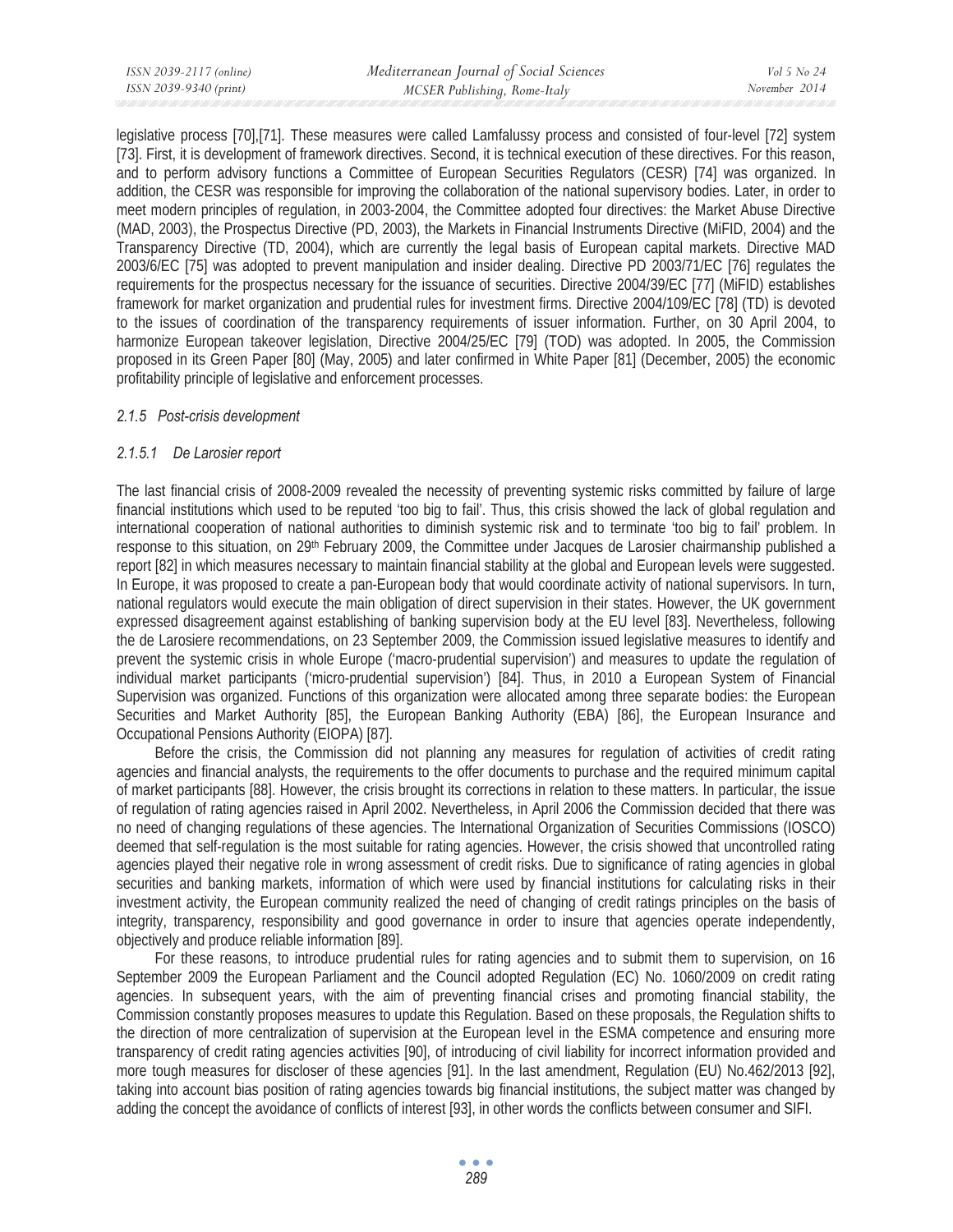legislative process [70],[71]. These measures were called Lamfalussy process and consisted of four-level [72] system [73]. First, it is development of framework directives. Second, it is technical execution of these directives. For this reason, and to perform advisory functions a Committee of European Securities Regulators (CESR) [74] was organized. In addition, the CESR was responsible for improving the collaboration of the national supervisory bodies. Later, in order to meet modern principles of regulation, in 2003-2004, the Committee adopted four directives: the Market Abuse Directive (MAD, 2003), the Prospectus Directive (PD, 2003), the Markets in Financial Instruments Directive (MiFID, 2004) and the Transparency Directive (TD, 2004), which are currently the legal basis of European capital markets. Directive MAD 2003/6/EC [75] was adopted to prevent manipulation and insider dealing. Directive PD 2003/71/EC [76] regulates the requirements for the prospectus necessary for the issuance of securities. Directive 2004/39/EC [77] (MiFID) establishes framework for market organization and prudential rules for investment firms. Directive 2004/109/EC [78] (TD) is devoted to the issues of coordination of the transparency requirements of issuer information. Further, on 30 April 2004, to harmonize European takeover legislation, Directive 2004/25/EC [79] (TOD) was adopted. In 2005, the Commission proposed in its Green Paper [80] (May, 2005) and later confirmed in White Paper [81] (December, 2005) the economic profitability principle of legislative and enforcement processes.

#### *2.1.5 Post-crisis development*

##### *2.1.5.1 De Larosier report*

The last financial crisis of 2008-2009 revealed the necessity of preventing systemic risks committed by failure of large financial institutions which used to be reputed 'too big to fail'. Thus, this crisis showed the lack of global regulation and international cooperation of national authorities to diminish systemic risk and to terminate 'too big to fail' problem. In response to this situation, on 29th February 2009, the Committee under Jacques de Larosier chairmanship published a report [82] in which measures necessary to maintain financial stability at the global and European levels were suggested. In Europe, it was proposed to create a pan-European body that would coordinate activity of national supervisors. In turn, national regulators would execute the main obligation of direct supervision in their states. However, the UK government expressed disagreement against establishing of banking supervision body at the EU level [83]. Nevertheless, following the de Larosiere recommendations, on 23 September 2009, the Commission issued legislative measures to identify and prevent the systemic crisis in whole Europe ('macro-prudential supervision') and measures to update the regulation of individual market participants ('micro-prudential supervision') [84]. Thus, in 2010 a European System of Financial Supervision was organized. Functions of this organization were allocated among three separate bodies: the European Securities and Market Authority [85], the European Banking Authority (EBA) [86], the European Insurance and Occupational Pensions Authority (EIOPA) [87].

Before the crisis, the Commission did not planning any measures for regulation of activities of credit rating agencies and financial analysts, the requirements to the offer documents to purchase and the required minimum capital of market participants [88]. However, the crisis brought its corrections in relation to these matters. In particular, the issue of regulation of rating agencies raised in April 2002. Nevertheless, in April 2006 the Commission decided that there was no need of changing regulations of these agencies. The International Organization of Securities Commissions (IOSCO) deemed that self-regulation is the most suitable for rating agencies. However, the crisis showed that uncontrolled rating agencies played their negative role in wrong assessment of credit risks. Due to significance of rating agencies in global securities and banking markets, information of which were used by financial institutions for calculating risks in their investment activity, the European community realized the need of changing of credit ratings principles on the basis of integrity, transparency, responsibility and good governance in order to insure that agencies operate independently, objectively and produce reliable information [89].

For these reasons, to introduce prudential rules for rating agencies and to submit them to supervision, on 16 September 2009 the European Parliament and the Council adopted Regulation (EC) No. 1060/2009 on credit rating agencies. In subsequent years, with the aim of preventing financial crises and promoting financial stability, the Commission constantly proposes measures to update this Regulation. Based on these proposals, the Regulation shifts to the direction of more centralization of supervision at the European level in the ESMA competence and ensuring more transparency of credit rating agencies activities [90], of introducing of civil liability for incorrect information provided and more tough measures for discloser of these agencies [91]. In the last amendment, Regulation (EU) No.462/2013 [92], taking into account bias position of rating agencies towards big financial institutions, the subject matter was changed by adding the concept the avoidance of conflicts of interest [93], in other words the conflicts between consumer and SIFI.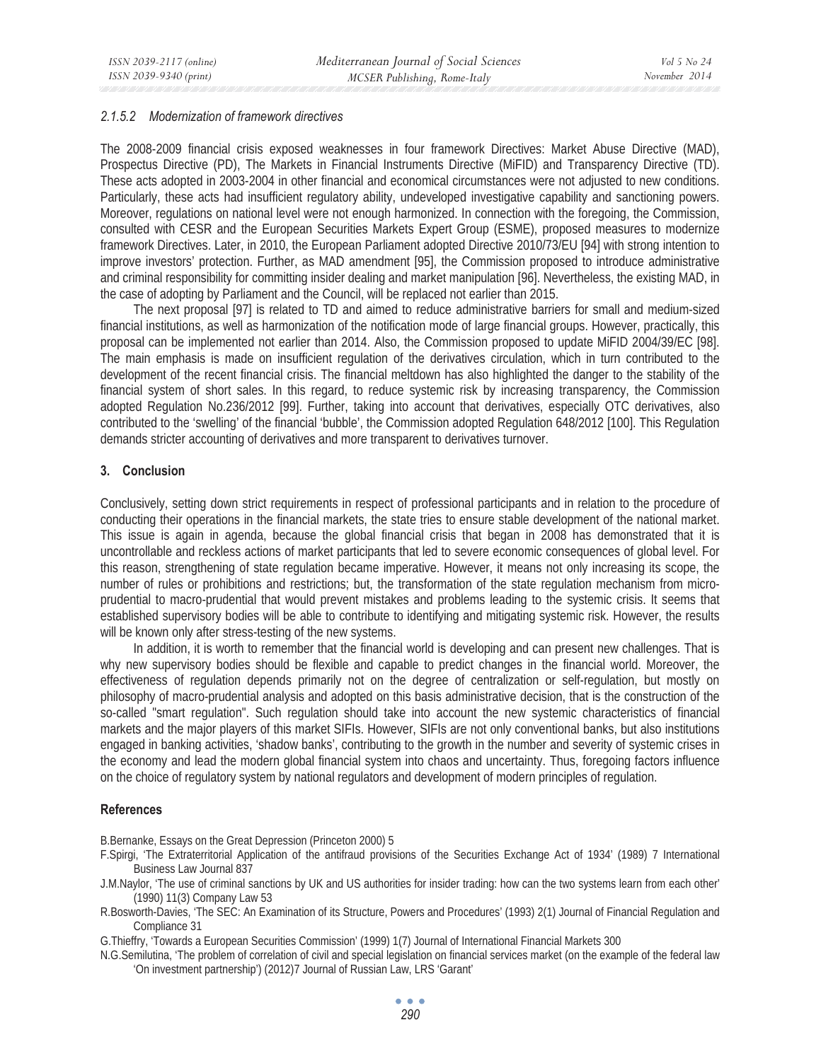#### *2.1.5.2 Modernization of framework directives*

The 2008-2009 financial crisis exposed weaknesses in four framework Directives: Market Abuse Directive (MAD), Prospectus Directive (PD), The Markets in Financial Instruments Directive (MiFID) and Transparency Directive (TD). These acts adopted in 2003-2004 in other financial and economical circumstances were not adjusted to new conditions. Particularly, these acts had insufficient regulatory ability, undeveloped investigative capability and sanctioning powers. Moreover, regulations on national level were not enough harmonized. In connection with the foregoing, the Commission, consulted with CESR and the European Securities Markets Expert Group (ESME), proposed measures to modernize framework Directives. Later, in 2010, the European Parliament adopted Directive 2010/73/EU [94] with strong intention to improve investors' protection. Further, as MAD amendment [95], the Commission proposed to introduce administrative and criminal responsibility for committing insider dealing and market manipulation [96]. Nevertheless, the existing MAD, in the case of adopting by Parliament and the Council, will be replaced not earlier than 2015.

The next proposal [97] is related to TD and aimed to reduce administrative barriers for small and medium-sized financial institutions, as well as harmonization of the notification mode of large financial groups. However, practically, this proposal can be implemented not earlier than 2014. Also, the Commission proposed to update MiFID 2004/39/EC [98]. The main emphasis is made on insufficient regulation of the derivatives circulation, which in turn contributed to the development of the recent financial crisis. The financial meltdown has also highlighted the danger to the stability of the financial system of short sales. In this regard, to reduce systemic risk by increasing transparency, the Commission adopted Regulation No.236/2012 [99]. Further, taking into account that derivatives, especially OTC derivatives, also contributed to the 'swelling' of the financial 'bubble', the Commission adopted Regulation 648/2012 [100]. This Regulation demands stricter accounting of derivatives and more transparent to derivatives turnover.

## 3. Conclusion

Conclusively, setting down strict requirements in respect of professional participants and in relation to the procedure of conducting their operations in the financial markets, the state tries to ensure stable development of the national market. This issue is again in agenda, because the global financial crisis that began in 2008 has demonstrated that it is uncontrollable and reckless actions of market participants that led to severe economic consequences of global level. For this reason, strengthening of state regulation became imperative. However, it means not only increasing its scope, the number of rules or prohibitions and restrictions; but, the transformation of the state regulation mechanism from micro-prudential to macro-prudential that would prevent mistakes and problems leading to the systemic crisis. It seems that established supervisory bodies will be able to contribute to identifying and mitigating systemic risk. However, the results will be known only after stress-testing of the new systems.

In addition, it is worth to remember that the financial world is developing and can present new challenges. That is why new supervisory bodies should be flexible and capable to predict changes in the financial world. Moreover, the effectiveness of regulation depends primarily not on the degree of centralization or self-regulation, but mostly on philosophy of macro-prudential analysis and adopted on this basis administrative decision, that is the construction of the so-called "smart regulation". Such regulation should take into account the new systemic characteristics of financial markets and the major players of this market SIFIs. However, SIFIs are not only conventional banks, but also institutions engaged in banking activities, 'shadow banks', contributing to the growth in the number and severity of systemic crises in the economy and lead the modern global financial system into chaos and uncertainty. Thus, foregoing factors influence on the choice of regulatory system by national regulators and development of modern principles of regulation.

## References

B.Bernanke, Essays on the Great Depression (Princeton 2000) 5

F.Spirgi, 'The Extraterritorial Application of the antifraud provisions of the Securities Exchange Act of 1934' (1989) 7 International Business Law Journal 837

J.M.Naylor, 'The use of criminal sanctions by UK and US authorities for insider trading: how can the two systems learn from each other' (1990) 11(3) Company Law 53

R.Bosworth-Davies, 'The SEC: An Examination of its Structure, Powers and Procedures' (1993) 2(1) Journal of Financial Regulation and Compliance 31

G.Thieffry, 'Towards a European Securities Commission' (1999) 1(7) Journal of International Financial Markets 300

N.G.Semilutina, 'The problem of correlation of civil and special legislation on financial services market (on the example of the federal law 'On investment partnership') (2012)7 Journal of Russian Law, LRS 'Garant'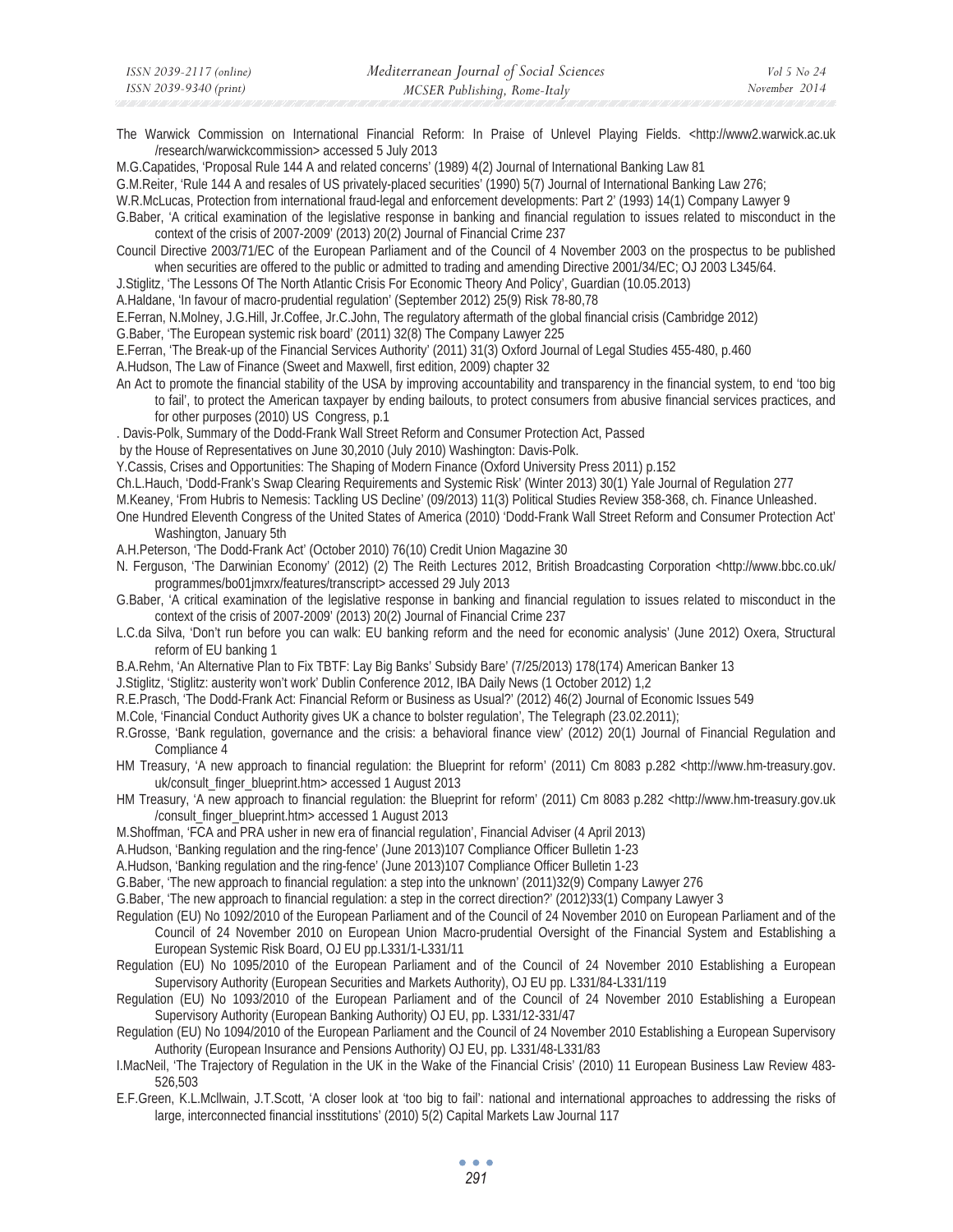The Warwick Commission on International Financial Reform: In Praise of Unlevel Playing Fields. <http://www2.warwick.ac.uk /research/warwickcommission> accessed 5 July 2013

M.G.Capatides, 'Proposal Rule 144 A and related concerns' (1989) 4(2) Journal of International Banking Law 81

G.M.Reiter, 'Rule 144 A and resales of US privately-placed securities' (1990) 5(7) Journal of International Banking Law 276;

W.R.McLucas, Protection from international fraud-legal and enforcement developments: Part 2' (1993) 14(1) Company Lawyer 9

G.Baber, 'A critical examination of the legislative response in banking and financial regulation to issues related to misconduct in the context of the crisis of 2007-2009' (2013) 20(2) Journal of Financial Crime 237

Council Directive 2003/71/EC of the European Parliament and of the Council of 4 November 2003 on the prospectus to be published when securities are offered to the public or admitted to trading and amending Directive 2001/34/EC; OJ 2003 L345/64.

J.Stiglitz, 'The Lessons Of The North Atlantic Crisis For Economic Theory And Policy', Guardian (10.05.2013)

A.Haldane, 'In favour of macro-prudential regulation' (September 2012) 25(9) Risk 78-80,78

E.Ferran, N.Molney, J.G.Hill, Jr.Coffee, Jr.C.John, The regulatory aftermath of the global financial crisis (Cambridge 2012)

G.Baber, 'The European systemic risk board' (2011) 32(8) The Company Lawyer 225

E.Ferran, 'The Break-up of the Financial Services Authority' (2011) 31(3) Oxford Journal of Legal Studies 455-480, p.460

A.Hudson, The Law of Finance (Sweet and Maxwell, first edition, 2009) chapter 32

An Act to promote the financial stability of the USA by improving accountability and transparency in the financial system, to end 'too big to fail', to protect the American taxpayer by ending bailouts, to protect consumers from abusive financial services practices, and for other purposes (2010) US Congress, p.1

. Davis-Polk, Summary of the Dodd-Frank Wall Street Reform and Consumer Protection Act, Passed by the House of Representatives on June 30,2010 (July 2010) Washington: Davis-Polk.

Y.Cassis, Crises and Opportunities: The Shaping of Modern Finance (Oxford University Press 2011) p.152

Ch.L.Hauch, 'Dodd-Frank's Swap Clearing Requirements and Systemic Risk' (Winter 2013) 30(1) Yale Journal of Regulation 277

M.Keaney, 'From Hubris to Nemesis: Tackling US Decline' (09/2013) 11(3) Political Studies Review 358-368, ch. Finance Unleashed.

One Hundred Eleventh Congress of the United States of America (2010) 'Dodd-Frank Wall Street Reform and Consumer Protection Act' Washington, January 5th

A.H.Peterson, 'The Dodd-Frank Act' (October 2010) 76(10) Credit Union Magazine 30

N. Ferguson, 'The Darwinian Economy' (2012) (2) The Reith Lectures 2012, British Broadcasting Corporation <http://www.bbc.co.uk/ programmes/bo01jmxrx/features/transcript> accessed 29 July 2013

G.Baber, 'A critical examination of the legislative response in banking and financial regulation to issues related to misconduct in the context of the crisis of 2007-2009' (2013) 20(2) Journal of Financial Crime 237

L.C.da Silva, 'Don't run before you can walk: EU banking reform and the need for economic analysis' (June 2012) Oxera, Structural reform of EU banking 1

B.A.Rehm, 'An Alternative Plan to Fix TBTF: Lay Big Banks' Subsidy Bare' (7/25/2013) 178(174) American Banker 13

J.Stiglitz, 'Stiglitz: austerity won't work' Dublin Conference 2012, IBA Daily News (1 October 2012) 1,2

R.E.Prasch, 'The Dodd-Frank Act: Financial Reform or Business as Usual?' (2012) 46(2) Journal of Economic Issues 549

M.Cole, 'Financial Conduct Authority gives UK a chance to bolster regulation', The Telegraph (23.02.2011);

R.Grosse, 'Bank regulation, governance and the crisis: a behavioral finance view' (2012) 20(1) Journal of Financial Regulation and Compliance 4

HM Treasury, 'A new approach to financial regulation: the Blueprint for reform' (2011) Cm 8083 p.282 <http://www.hm-treasury.gov. uk/consult_finger_blueprint.htm> accessed 1 August 2013

HM Treasury, 'A new approach to financial regulation: the Blueprint for reform' (2011) Cm 8083 p.282 <http://www.hm-treasury.gov.uk /consult_finger_blueprint.htm> accessed 1 August 2013

M.Shoffman, 'FCA and PRA usher in new era of financial regulation', Financial Adviser (4 April 2013)

A.Hudson, 'Banking regulation and the ring-fence' (June 2013)107 Compliance Officer Bulletin 1-23

A.Hudson, 'Banking regulation and the ring-fence' (June 2013)107 Compliance Officer Bulletin 1-23

G.Baber, 'The new approach to financial regulation: a step into the unknown' (2011)32(9) Company Lawyer 276

G.Baber, 'The new approach to financial regulation: a step in the correct direction?' (2012)33(1) Company Lawyer 3

Regulation (EU) No 1092/2010 of the European Parliament and of the Council of 24 November 2010 on European Parliament and of the Council of 24 November 2010 on European Union Macro-prudential Oversight of the Financial System and Establishing a European Systemic Risk Board, OJ EU pp.L331/1-L331/11

Regulation (EU) No 1095/2010 of the European Parliament and of the Council of 24 November 2010 Establishing a European Supervisory Authority (European Securities and Markets Authority), OJ EU pp. L331/84-L331/119

Regulation (EU) No 1093/2010 of the European Parliament and of the Council of 24 November 2010 Establishing a European Supervisory Authority (European Banking Authority) OJ EU, pp. L331/12-331/47

Regulation (EU) No 1094/2010 of the European Parliament and the Council of 24 November 2010 Establishing a European Supervisory Authority (European Insurance and Pensions Authority) OJ EU, pp. L331/48-L331/83

I.MacNeil, 'The Trajectory of Regulation in the UK in the Wake of the Financial Crisis' (2010) 11 European Business Law Review 483-526,503

E.F.Green, K.L.Mcllwain, J.T.Scott, 'A closer look at 'too big to fail': national and international approaches to addressing the risks of large, interconnected financial insstitutions' (2010) 5(2) Capital Markets Law Journal 117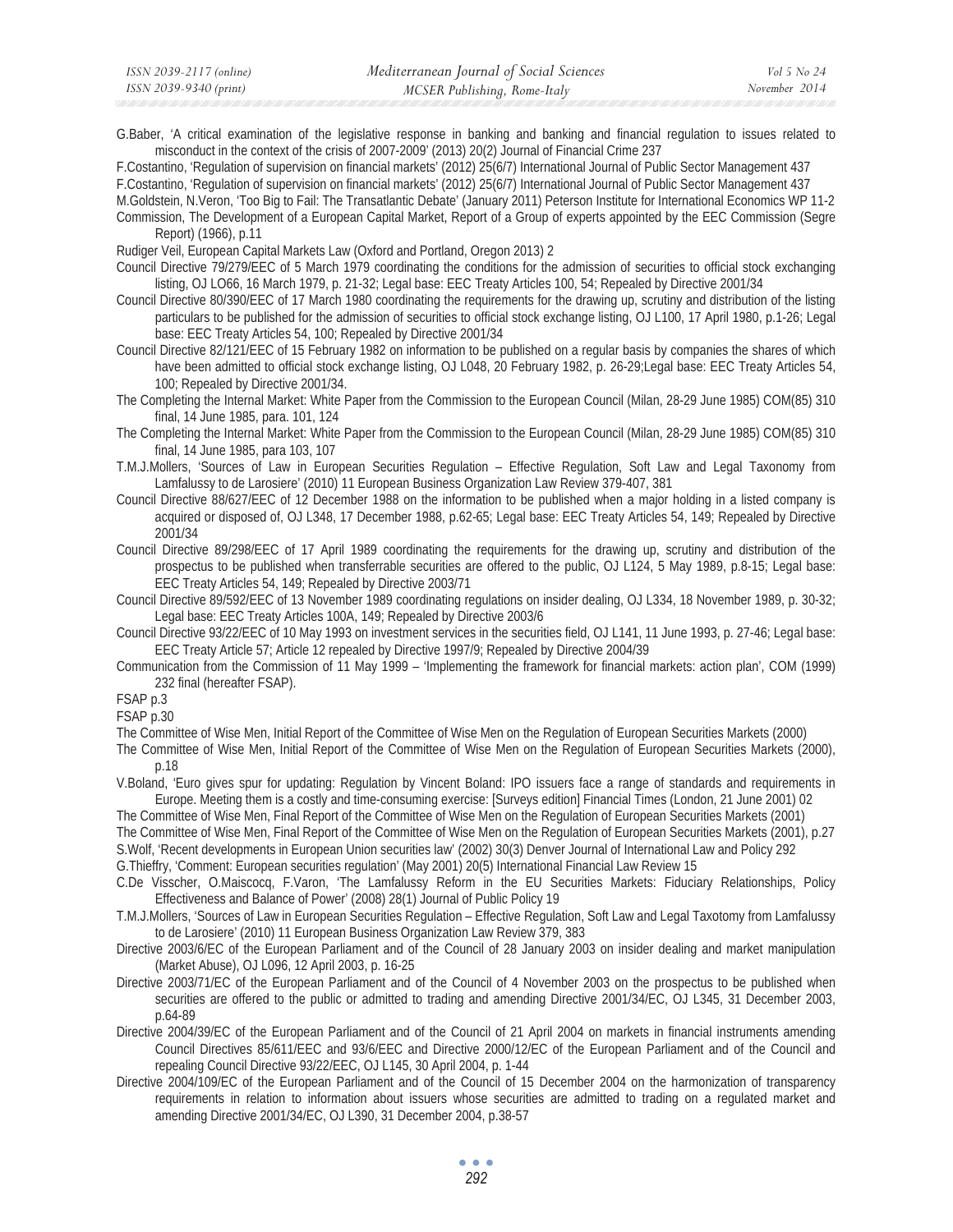G.Baber, 'A critical examination of the legislative response in banking and banking and financial regulation to issues related to misconduct in the context of the crisis of 2007-2009' (2013) 20(2) Journal of Financial Crime 237

F.Costantino, 'Regulation of supervision on financial markets' (2012) 25(6/7) International Journal of Public Sector Management 437

F.Costantino, 'Regulation of supervision on financial markets' (2012) 25(6/7) International Journal of Public Sector Management 437

M.Goldstein, N.Veron, 'Too Big to Fail: The Transatlantic Debate' (January 2011) Peterson Institute for International Economics WP 11-2

Commission, The Development of a European Capital Market, Report of a Group of experts appointed by the EEC Commission (Segre Report) (1966), p.11

Rudiger Veil, European Capital Markets Law (Oxford and Portland, Oregon 2013) 2

Council Directive 79/279/EEC of 5 March 1979 coordinating the conditions for the admission of securities to official stock exchanging listing, OJ LO66, 16 March 1979, p. 21-32; Legal base: EEC Treaty Articles 100, 54; Repealed by Directive 2001/34

Council Directive 80/390/EEC of 17 March 1980 coordinating the requirements for the drawing up, scrutiny and distribution of the listing particulars to be published for the admission of securities to official stock exchange listing, OJ L100, 17 April 1980, p.1-26; Legal base: EEC Treaty Articles 54, 100; Repealed by Directive 2001/34

Council Directive 82/121/EEC of 15 February 1982 on information to be published on a regular basis by companies the shares of which have been admitted to official stock exchange listing, OJ L048, 20 February 1982, p. 26-29;Legal base: EEC Treaty Articles 54, 100; Repealed by Directive 2001/34.

The Completing the Internal Market: White Paper from the Commission to the European Council (Milan, 28-29 June 1985) COM(85) 310 final, 14 June 1985, para. 101, 124

The Completing the Internal Market: White Paper from the Commission to the European Council (Milan, 28-29 June 1985) COM(85) 310 final, 14 June 1985, para 103, 107

T.M.J.Mollers, 'Sources of Law in European Securities Regulation – Effective Regulation, Soft Law and Legal Taxonomy from Lamfalussy to de Larosiere' (2010) 11 European Business Organization Law Review 379-407, 381

Council Directive 88/627/EEC of 12 December 1988 on the information to be published when a major holding in a listed company is acquired or disposed of, OJ L348, 17 December 1988, p.62-65; Legal base: EEC Treaty Articles 54, 149; Repealed by Directive 2001/34

Council Directive 89/298/EEC of 17 April 1989 coordinating the requirements for the drawing up, scrutiny and distribution of the prospectus to be published when transferrable securities are offered to the public, OJ L124, 5 May 1989, p.8-15; Legal base: EEC Treaty Articles 54, 149; Repealed by Directive 2003/71

Council Directive 89/592/EEC of 13 November 1989 coordinating regulations on insider dealing, OJ L334, 18 November 1989, p. 30-32; Legal base: EEC Treaty Articles 100A, 149; Repealed by Directive 2003/6

Council Directive 93/22/EEC of 10 May 1993 on investment services in the securities field, OJ L141, 11 June 1993, p. 27-46; Legal base: EEC Treaty Article 57; Article 12 repealed by Directive 1997/9; Repealed by Directive 2004/39

Communication from the Commission of 11 May 1999 – 'Implementing the framework for financial markets: action plan', COM (1999) 232 final (hereafter FSAP).

FSAP p.3

FSAP p.30

The Committee of Wise Men, Initial Report of the Committee of Wise Men on the Regulation of European Securities Markets (2000)

The Committee of Wise Men, Initial Report of the Committee of Wise Men on the Regulation of European Securities Markets (2000), p.18

V.Boland, 'Euro gives spur for updating: Regulation by Vincent Boland: IPO issuers face a range of standards and requirements in Europe. Meeting them is a costly and time-consuming exercise: [Surveys edition] Financial Times (London, 21 June 2001) 02

The Committee of Wise Men, Final Report of the Committee of Wise Men on the Regulation of European Securities Markets (2001)

The Committee of Wise Men, Final Report of the Committee of Wise Men on the Regulation of European Securities Markets (2001), p.27

S.Wolf, 'Recent developments in European Union securities law' (2002) 30(3) Denver Journal of International Law and Policy 292

G.Thieffry, 'Comment: European securities regulation' (May 2001) 20(5) International Financial Law Review 15

C.De Visscher, O.Maiscocq, F.Varon, 'The Lamfalussy Reform in the EU Securities Markets: Fiduciary Relationships, Policy Effectiveness and Balance of Power' (2008) 28(1) Journal of Public Policy 19

T.M.J.Mollers, 'Sources of Law in European Securities Regulation – Effective Regulation, Soft Law and Legal Taxotomy from Lamfalussy to de Larosiere' (2010) 11 European Business Organization Law Review 379, 383

Directive 2003/6/EC of the European Parliament and of the Council of 28 January 2003 on insider dealing and market manipulation (Market Abuse), OJ L096, 12 April 2003, p. 16-25

Directive 2003/71/EC of the European Parliament and of the Council of 4 November 2003 on the prospectus to be published when securities are offered to the public or admitted to trading and amending Directive 2001/34/EC, OJ L345, 31 December 2003, p.64-89

Directive 2004/39/EC of the European Parliament and of the Council of 21 April 2004 on markets in financial instruments amending Council Directives 85/611/EEC and 93/6/EEC and Directive 2000/12/EC of the European Parliament and of the Council and repealing Council Directive 93/22/EEC, OJ L145, 30 April 2004, p. 1-44

Directive 2004/109/EC of the European Parliament and of the Council of 15 December 2004 on the harmonization of transparency requirements in relation to information about issuers whose securities are admitted to trading on a regulated market and amending Directive 2001/34/EC, OJ L390, 31 December 2004, p.38-57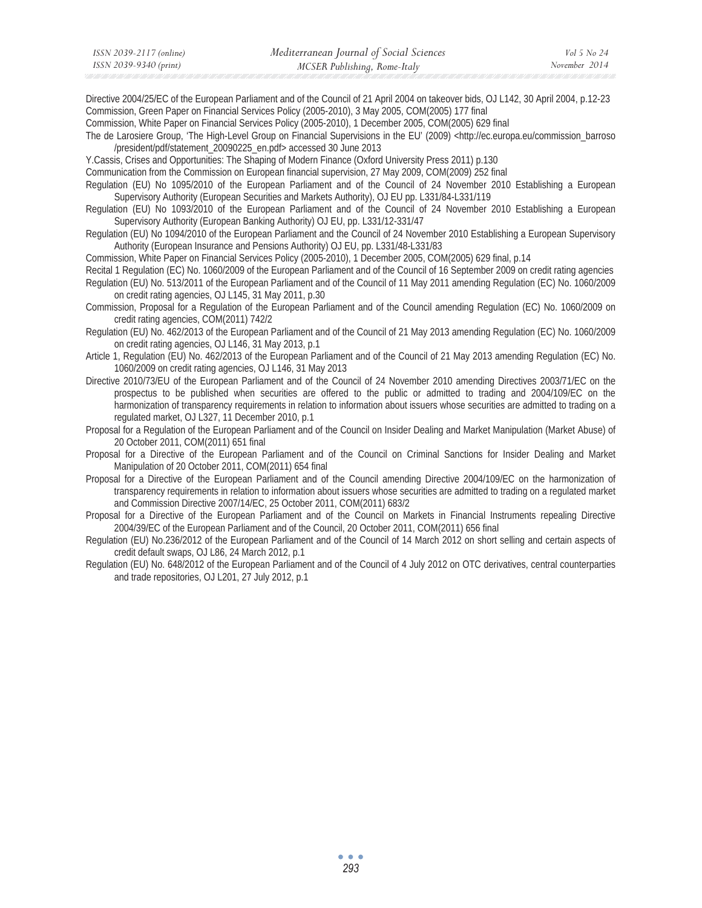Directive 2004/25/EC of the European Parliament and of the Council of 21 April 2004 on takeover bids, OJ L142, 30 April 2004, p.12-23

Commission, Green Paper on Financial Services Policy (2005-2010), 3 May 2005, COM(2005) 177 final

Commission, White Paper on Financial Services Policy (2005-2010), 1 December 2005, COM(2005) 629 final

The de Larosiere Group, 'The High-Level Group on Financial Supervisions in the EU' (2009) <http://ec.europa.eu/commission_barroso/president/pdf/statement_20090225_en.pdf> accessed 30 June 2013

Y.Cassis, Crises and Opportunities: The Shaping of Modern Finance (Oxford University Press 2011) p.130

Communication from the Commission on European financial supervision, 27 May 2009, COM(2009) 252 final

Regulation (EU) No 1095/2010 of the European Parliament and of the Council of 24 November 2010 Establishing a European Supervisory Authority (European Securities and Markets Authority), OJ EU pp. L331/84-L331/119

Regulation (EU) No 1093/2010 of the European Parliament and of the Council of 24 November 2010 Establishing a European Supervisory Authority (European Banking Authority) OJ EU, pp. L331/12-331/47

Regulation (EU) No 1094/2010 of the European Parliament and the Council of 24 November 2010 Establishing a European Supervisory Authority (European Insurance and Pensions Authority) OJ EU, pp. L331/48-L331/83

Commission, White Paper on Financial Services Policy (2005-2010), 1 December 2005, COM(2005) 629 final, p.14

Recital 1 Regulation (EC) No. 1060/2009 of the European Parliament and of the Council of 16 September 2009 on credit rating agencies

Regulation (EU) No. 513/2011 of the European Parliament and of the Council of 11 May 2011 amending Regulation (EC) No. 1060/2009 on credit rating agencies, OJ L145, 31 May 2011, p.30

Commission, Proposal for a Regulation of the European Parliament and of the Council amending Regulation (EC) No. 1060/2009 on credit rating agencies, COM(2011) 742/2

Regulation (EU) No. 462/2013 of the European Parliament and of the Council of 21 May 2013 amending Regulation (EC) No. 1060/2009 on credit rating agencies, OJ L146, 31 May 2013, p.1

Article 1, Regulation (EU) No. 462/2013 of the European Parliament and of the Council of 21 May 2013 amending Regulation (EC) No. 1060/2009 on credit rating agencies, OJ L146, 31 May 2013

Directive 2010/73/EU of the European Parliament and of the Council of 24 November 2010 amending Directives 2003/71/EC on the prospectus to be published when securities are offered to the public or admitted to trading and 2004/109/EC on the harmonization of transparency requirements in relation to information about issuers whose securities are admitted to trading on a regulated market, OJ L327, 11 December 2010, p.1

Proposal for a Regulation of the European Parliament and of the Council on Insider Dealing and Market Manipulation (Market Abuse) of 20 October 2011, COM(2011) 651 final

Proposal for a Directive of the European Parliament and of the Council on Criminal Sanctions for Insider Dealing and Market Manipulation of 20 October 2011, COM(2011) 654 final

Proposal for a Directive of the European Parliament and of the Council amending Directive 2004/109/EC on the harmonization of transparency requirements in relation to information about issuers whose securities are admitted to trading on a regulated market and Commission Directive 2007/14/EC, 25 October 2011, COM(2011) 683/2

Proposal for a Directive of the European Parliament and of the Council on Markets in Financial Instruments repealing Directive 2004/39/EC of the European Parliament and of the Council, 20 October 2011, COM(2011) 656 final

Regulation (EU) No.236/2012 of the European Parliament and of the Council of 14 March 2012 on short selling and certain aspects of credit default swaps, OJ L86, 24 March 2012, p.1

Regulation (EU) No. 648/2012 of the European Parliament and of the Council of 4 July 2012 on OTC derivatives, central counterparties and trade repositories, OJ L201, 27 July 2012, p.1